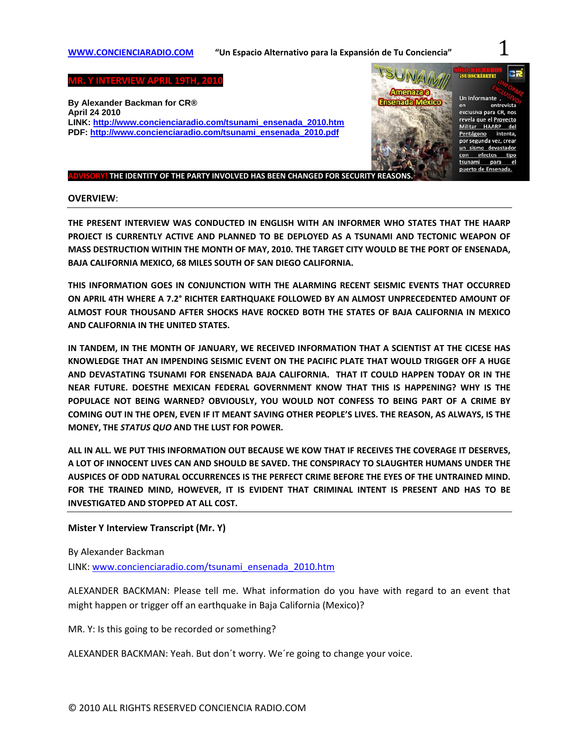WWW.CONCIENCIARADIO.COM "Un Espacio Alternativo para la Expansión de Tu Conciencia"

# MR. Y INTERVIEW APRIL 19TH, 2010

**By Alexander Backman for CR®**
**April 24 2010**
**LINK: http://www.concienciaradio.com/tsunami_ensenada_2010.htm**
**PDF: http://www.concienciaradio.com/tsunami_ensenada_2010.pdf**

TSUNAMI! Amenaza a Ensenada México

SÓLO MIEMBROS ¡SUSCRÍBETE! ¡INFORME EXCLUSIVO!

Un Informante, en entrevista exclusiva para CR, nos revela que el Proyecto Militar HAARP del Pentágono intenta, por segunda vez, crear un sismo devastador con efectos tipo tsunami para el puerto de Ensenada.

**ADVISORY! THE IDENTITY OF THE PARTY INVOLVED HAS BEEN CHANGED FOR SECURITY REASONS.**

## OVERVIEW:

**THE PRESENT INTERVIEW WAS CONDUCTED IN ENGLISH WITH AN INFORMER WHO STATES THAT THE HAARP PROJECT IS CURRENTLY ACTIVE AND PLANNED TO BE DEPLOYED AS A TSUNAMI AND TECTONIC WEAPON OF MASS DESTRUCTION WITHIN THE MONTH OF MAY, 2010. THE TARGET CITY WOULD BE THE PORT OF ENSENADA, BAJA CALIFORNIA MEXICO, 68 MILES SOUTH OF SAN DIEGO CALIFORNIA.**

**THIS INFORMATION GOES IN CONJUNCTION WITH THE ALARMING RECENT SEISMIC EVENTS THAT OCCURRED ON APRIL 4TH WHERE A 7.2° RICHTER EARTHQUAKE FOLLOWED BY AN ALMOST UNPRECEDENTED AMOUNT OF ALMOST FOUR THOUSAND AFTER SHOCKS HAVE ROCKED BOTH THE STATES OF BAJA CALIFORNIA IN MEXICO AND CALIFORNIA IN THE UNITED STATES.**

**IN TANDEM, IN THE MONTH OF JANUARY, WE RECEIVED INFORMATION THAT A SCIENTIST AT THE CICESE HAS KNOWLEDGE THAT AN IMPENDING SEISMIC EVENT ON THE PACIFIC PLATE THAT WOULD TRIGGER OFF A HUGE AND DEVASTATING TSUNAMI FOR ENSENADA BAJA CALIFORNIA. THAT IT COULD HAPPEN TODAY OR IN THE NEAR FUTURE. DOESTHE MEXICAN FEDERAL GOVERNMENT KNOW THAT THIS IS HAPPENING? WHY IS THE POPULACE NOT BEING WARNED? OBVIOUSLY, YOU WOULD NOT CONFESS TO BEING PART OF A CRIME BY COMING OUT IN THE OPEN, EVEN IF IT MEANT SAVING OTHER PEOPLE'S LIVES. THE REASON, AS ALWAYS, IS THE MONEY, THE *STATUS QUO* AND THE LUST FOR POWER.**

**ALL IN ALL. WE PUT THIS INFORMATION OUT BECAUSE WE KOW THAT IF RECEIVES THE COVERAGE IT DESERVES, A LOT OF INNOCENT LIVES CAN AND SHOULD BE SAVED. THE CONSPIRACY TO SLAUGHTER HUMANS UNDER THE AUSPICES OF ODD NATURAL OCCURRENCES IS THE PERFECT CRIME BEFORE THE EYES OF THE UNTRAINED MIND. FOR THE TRAINED MIND, HOWEVER, IT IS EVIDENT THAT CRIMINAL INTENT IS PRESENT AND HAS TO BE INVESTIGATED AND STOPPED AT ALL COST.**

---

### Mister Y Interview Transcript (Mr. Y)

By Alexander Backman
LINK: www.concienciaradio.com/tsunami_ensenada_2010.htm

ALEXANDER BACKMAN: Please tell me. What information do you have with regard to an event that might happen or trigger off an earthquake in Baja California (Mexico)?

MR. Y: Is this going to be recorded or something?

ALEXANDER BACKMAN: Yeah. But don´t worry. We´re going to change your voice.

© 2010 ALL RIGHTS RESERVED CONCIENCIA RADIO.COM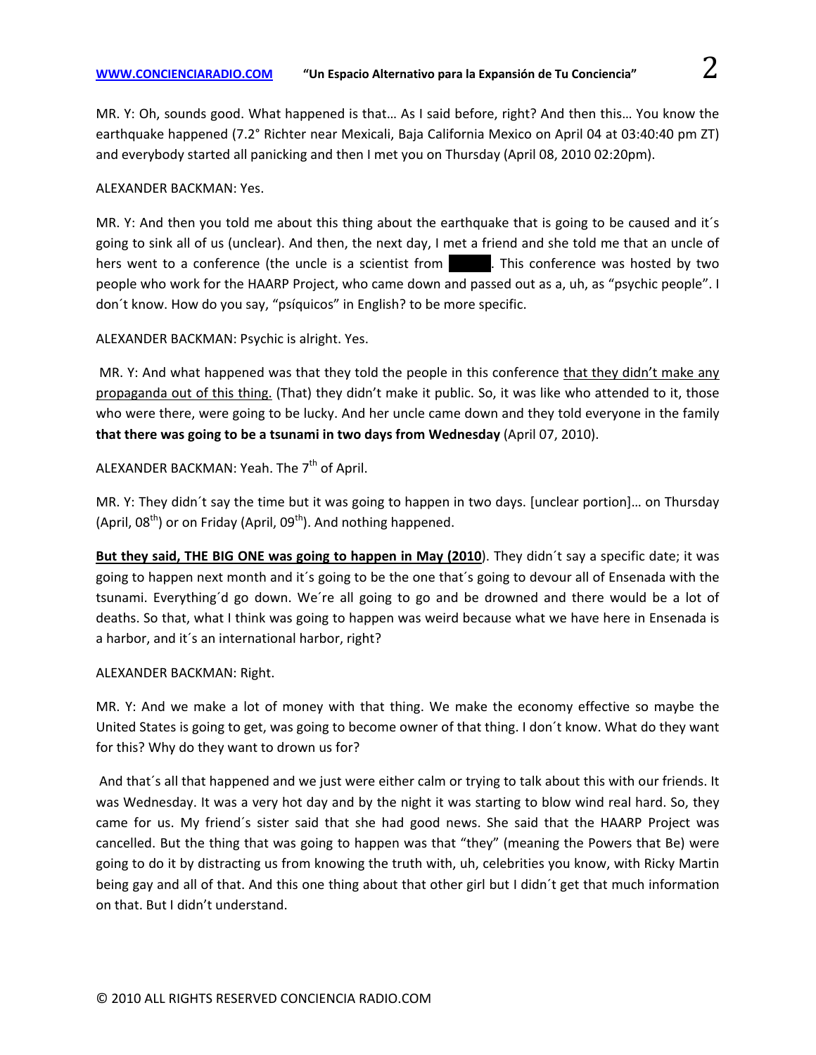MR. Y: Oh, sounds good. What happened is that… As I said before, right? And then this… You know the earthquake happened (7.2° Richter near Mexicali, Baja California Mexico on April 04 at 03:40:40 pm ZT) and everybody started all panicking and then I met you on Thursday (April 08, 2010 02:20pm).

ALEXANDER BACKMAN: Yes.

MR. Y: And then you told me about this thing about the earthquake that is going to be caused and it´s going to sink all of us (unclear). And then, the next day, I met a friend and she told me that an uncle of hers went to a conference (the uncle is a scientist from ██████. This conference was hosted by two people who work for the HAARP Project, who came down and passed out as a, uh, as "psychic people". I don´t know. How do you say, "psíquicos" in English? to be more specific.

ALEXANDER BACKMAN: Psychic is alright. Yes.

MR. Y: And what happened was that they told the people in this conference <u>that they didn't make any propaganda out of this thing.</u> (That) they didn't make it public. So, it was like who attended to it, those who were there, were going to be lucky. And her uncle came down and they told everyone in the family **that there was going to be a tsunami in two days from Wednesday** (April 07, 2010).

ALEXANDER BACKMAN: Yeah. The 7th of April.

MR. Y: They didn´t say the time but it was going to happen in two days. [unclear portion]… on Thursday (April, 08th) or on Friday (April, 09th). And nothing happened.

<u>**But they said, THE BIG ONE was going to happen in May (2010**</u>). They didn´t say a specific date; it was going to happen next month and it´s going to be the one that´s going to devour all of Ensenada with the tsunami. Everything´d go down. We´re all going to go and be drowned and there would be a lot of deaths. So that, what I think was going to happen was weird because what we have here in Ensenada is a harbor, and it´s an international harbor, right?

ALEXANDER BACKMAN: Right.

MR. Y: And we make a lot of money with that thing. We make the economy effective so maybe the United States is going to get, was going to become owner of that thing. I don´t know. What do they want for this? Why do they want to drown us for?

And that´s all that happened and we just were either calm or trying to talk about this with our friends. It was Wednesday. It was a very hot day and by the night it was starting to blow wind real hard. So, they came for us. My friend´s sister said that she had good news. She said that the HAARP Project was cancelled. But the thing that was going to happen was that "they" (meaning the Powers that Be) were going to do it by distracting us from knowing the truth with, uh, celebrities you know, with Ricky Martin being gay and all of that. And this one thing about that other girl but I didn´t get that much information on that. But I didn't understand.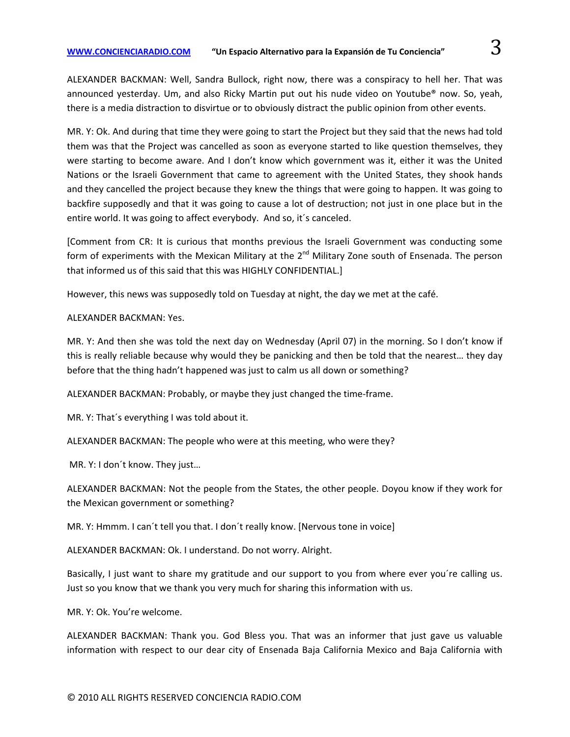ALEXANDER BACKMAN: Well, Sandra Bullock, right now, there was a conspiracy to hell her. That was announced yesterday. Um, and also Ricky Martin put out his nude video on Youtube® now. So, yeah, there is a media distraction to disvirtue or to obviously distract the public opinion from other events.

MR. Y: Ok. And during that time they were going to start the Project but they said that the news had told them was that the Project was cancelled as soon as everyone started to like question themselves, they were starting to become aware. And I don't know which government was it, either it was the United Nations or the Israeli Government that came to agreement with the United States, they shook hands and they cancelled the project because they knew the things that were going to happen. It was going to backfire supposedly and that it was going to cause a lot of destruction; not just in one place but in the entire world. It was going to affect everybody. And so, it´s canceled.

[Comment from CR: It is curious that months previous the Israeli Government was conducting some form of experiments with the Mexican Military at the 2nd Military Zone south of Ensenada. The person that informed us of this said that this was HIGHLY CONFIDENTIAL.]

However, this news was supposedly told on Tuesday at night, the day we met at the café.

ALEXANDER BACKMAN: Yes.

MR. Y: And then she was told the next day on Wednesday (April 07) in the morning. So I don't know if this is really reliable because why would they be panicking and then be told that the nearest… they day before that the thing hadn't happened was just to calm us all down or something?

ALEXANDER BACKMAN: Probably, or maybe they just changed the time-frame.

MR. Y: That´s everything I was told about it.

ALEXANDER BACKMAN: The people who were at this meeting, who were they?

MR. Y: I don´t know. They just…

ALEXANDER BACKMAN: Not the people from the States, the other people. Doyou know if they work for the Mexican government or something?

MR. Y: Hmmm. I can´t tell you that. I don´t really know. [Nervous tone in voice]

ALEXANDER BACKMAN: Ok. I understand. Do not worry. Alright.

Basically, I just want to share my gratitude and our support to you from where ever you´re calling us. Just so you know that we thank you very much for sharing this information with us.

MR. Y: Ok. You're welcome.

ALEXANDER BACKMAN: Thank you. God Bless you. That was an informer that just gave us valuable information with respect to our dear city of Ensenada Baja California Mexico and Baja California with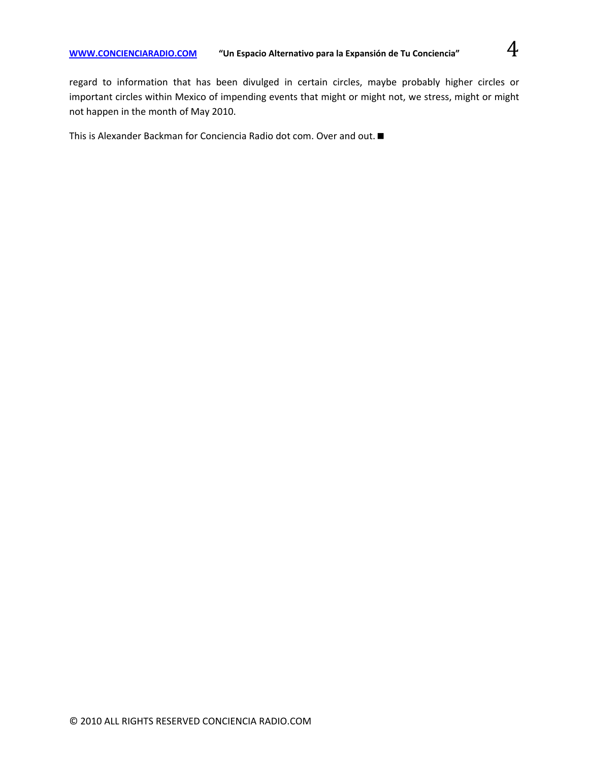regard to information that has been divulged in certain circles, maybe probably higher circles or important circles within Mexico of impending events that might or might not, we stress, might or might not happen in the month of May 2010.

This is Alexander Backman for Conciencia Radio dot com. Over and out. ■